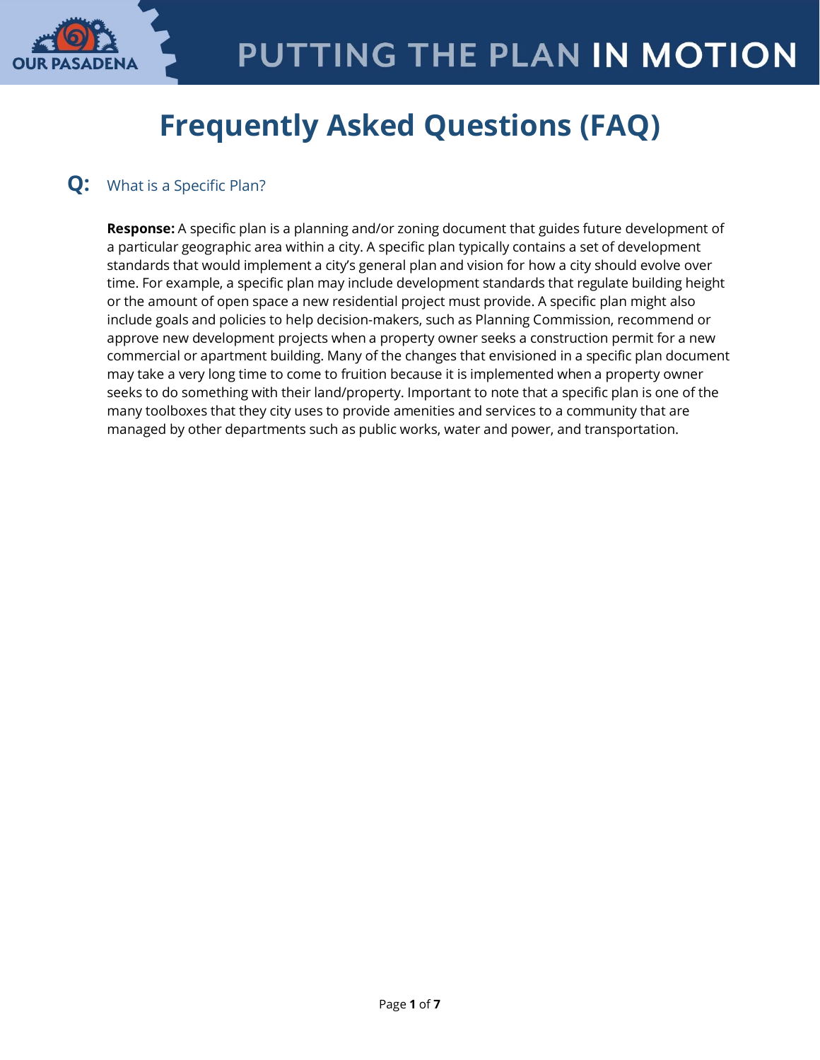# Frequently Asked Questions (FAQ)

**Q:** What is a Specific Plan?

**Response:** A specific plan is a planning and/or zoning document that guides future development of a particular geographic area within a city. A specific plan typically contains a set of development standards that would implement a city's general plan and vision for how a city should evolve over time. For example, a specific plan may include development standards that regulate building height or the amount of open space a new residential project must provide. A specific plan might also include goals and policies to help decision-makers, such as Planning Commission, recommend or approve new development projects when a property owner seeks a construction permit for a new commercial or apartment building. Many of the changes that envisioned in a specific plan document may take a very long time to come to fruition because it is implemented when a property owner seeks to do something with their land/property. Important to note that a specific plan is one of the many toolboxes that they city uses to provide amenities and services to a community that are managed by other departments such as public works, water and power, and transportation.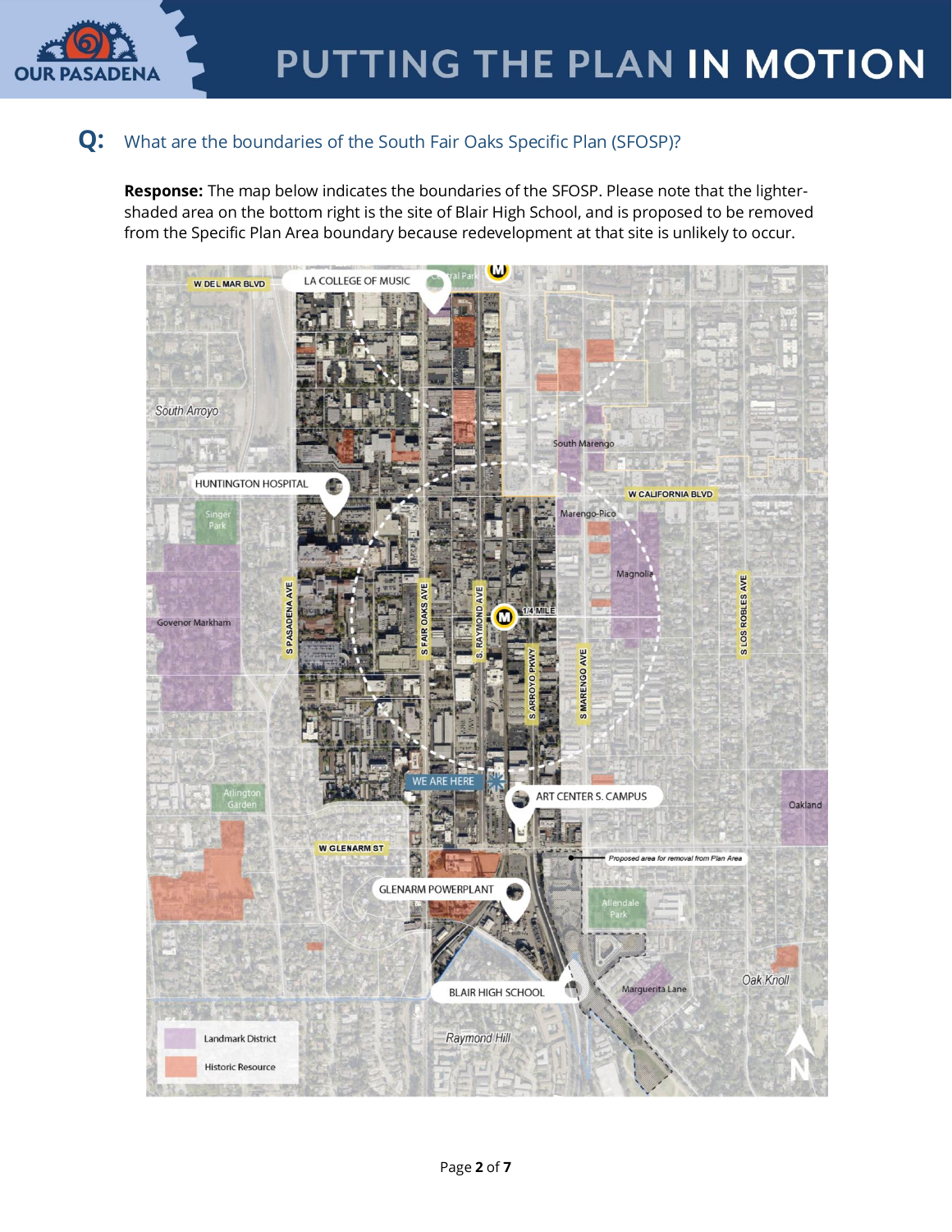**Q:** What are the boundaries of the South Fair Oaks Specific Plan (SFOSP)?

**Response:** The map below indicates the boundaries of the SFOSP. Please note that the lighter-shaded area on the bottom right is the site of Blair High School, and is proposed to be removed from the Specific Plan Area boundary because redevelopment at that site is unlikely to occur.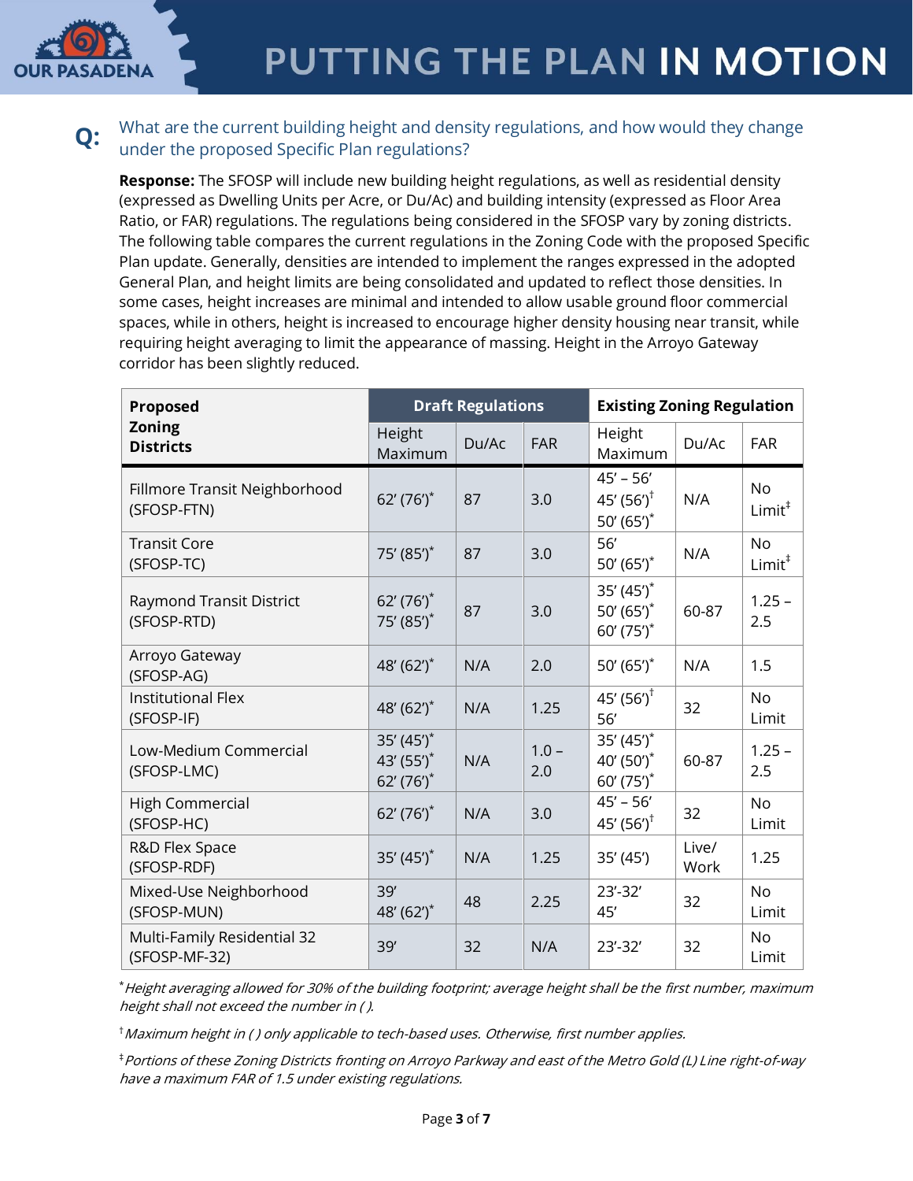**Q:** What are the current building height and density regulations, and how would they change under the proposed Specific Plan regulations?

**Response:** The SFOSP will include new building height regulations, as well as residential density (expressed as Dwelling Units per Acre, or Du/Ac) and building intensity (expressed as Floor Area Ratio, or FAR) regulations. The regulations being considered in the SFOSP vary by zoning districts. The following table compares the current regulations in the Zoning Code with the proposed Specific Plan update. Generally, densities are intended to implement the ranges expressed in the adopted General Plan, and height limits are being consolidated and updated to reflect those densities. In some cases, height increases are minimal and intended to allow usable ground floor commercial spaces, while in others, height is increased to encourage higher density housing near transit, while requiring height averaging to limit the appearance of massing. Height in the Arroyo Gateway corridor has been slightly reduced.

| Proposed Zoning Districts | Draft Regulations | | | Existing Zoning Regulation | | |
|---|---|---|---|---|---|---|
| | Height Maximum | Du/Ac | FAR | Height Maximum | Du/Ac | FAR |
| Fillmore Transit Neighborhood (SFOSP-FTN) | 62' (76')* | 87 | 3.0 | 45' – 56'<br>45' (56')†<br>50' (65')* | N/A | No Limit‡ |
| Transit Core (SFOSP-TC) | 75' (85')* | 87 | 3.0 | 56'<br>50' (65')* | N/A | No Limit‡ |
| Raymond Transit District (SFOSP-RTD) | 62' (76')*<br>75' (85')* | 87 | 3.0 | 35' (45')*<br>50' (65')*<br>60' (75')* | 60-87 | 1.25 – 2.5 |
| Arroyo Gateway (SFOSP-AG) | 48' (62')* | N/A | 2.0 | 50' (65')* | N/A | 1.5 |
| Institutional Flex (SFOSP-IF) | 48' (62')* | N/A | 1.25 | 45' (56')†<br>56' | 32 | No Limit |
| Low-Medium Commercial (SFOSP-LMC) | 35' (45')*<br>43' (55')*<br>62' (76')* | N/A | 1.0 – 2.0 | 35' (45')*<br>40' (50')*<br>60' (75')* | 60-87 | 1.25 – 2.5 |
| High Commercial (SFOSP-HC) | 62' (76')* | N/A | 3.0 | 45' – 56'<br>45' (56')† | 32 | No Limit |
| R&D Flex Space (SFOSP-RDF) | 35' (45')* | N/A | 1.25 | 35' (45') | Live/ Work | 1.25 |
| Mixed-Use Neighborhood (SFOSP-MUN) | 39'<br>48' (62')* | 48 | 2.25 | 23'-32'<br>45' | 32 | No Limit |
| Multi-Family Residential 32 (SFOSP-MF-32) | 39' | 32 | N/A | 23'-32' | 32 | No Limit |

*\* Height averaging allowed for 30% of the building footprint; average height shall be the first number, maximum height shall not exceed the number in ( ).*

*† Maximum height in ( ) only applicable to tech-based uses. Otherwise, first number applies.*

*‡ Portions of these Zoning Districts fronting on Arroyo Parkway and east of the Metro Gold (L) Line right-of-way have a maximum FAR of 1.5 under existing regulations.*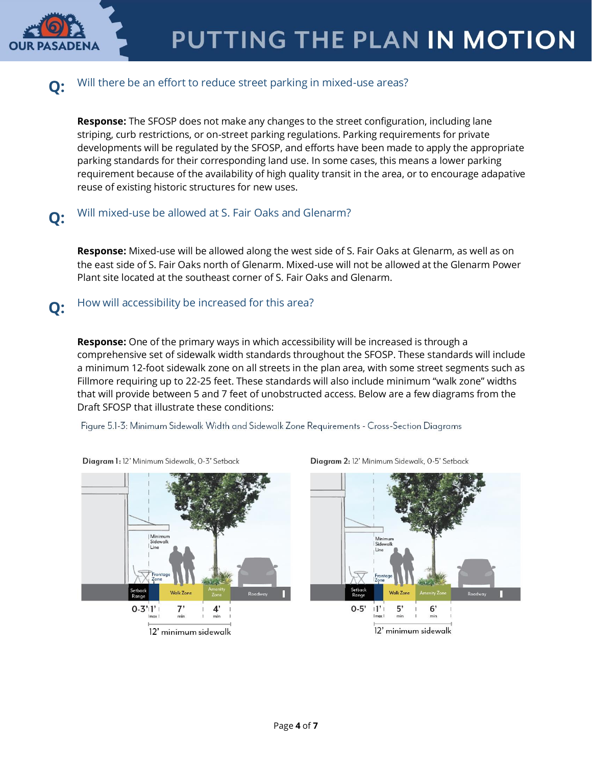## Q: Will there be an effort to reduce street parking in mixed-use areas?

**Response:** The SFOSP does not make any changes to the street configuration, including lane striping, curb restrictions, or on-street parking regulations. Parking requirements for private developments will be regulated by the SFOSP, and efforts have been made to apply the appropriate parking standards for their corresponding land use. In some cases, this means a lower parking requirement because of the availability of high quality transit in the area, or to encourage adapative reuse of existing historic structures for new uses.

## Q: Will mixed-use be allowed at S. Fair Oaks and Glenarm?

**Response:** Mixed-use will be allowed along the west side of S. Fair Oaks at Glenarm, as well as on the east side of S. Fair Oaks north of Glenarm. Mixed-use will not be allowed at the Glenarm Power Plant site located at the southeast corner of S. Fair Oaks and Glenarm.

## Q: How will accessibility be increased for this area?

**Response:** One of the primary ways in which accessibility will be increased is through a comprehensive set of sidewalk width standards throughout the SFOSP. These standards will include a minimum 12-foot sidewalk zone on all streets in the plan area, with some street segments such as Fillmore requiring up to 22-25 feet. These standards will also include minimum "walk zone" widths that will provide between 5 and 7 feet of unobstructed access. Below are a few diagrams from the Draft SFOSP that illustrate these conditions:

Figure 5.1-3: Minimum Sidewalk Width and Sidewalk Zone Requirements - Cross-Section Diagrams

**Diagram 1:** 12' Minimum Sidewalk, 0-3' Setback

**Diagram 2:** 12' Minimum Sidewalk, 0-5' Setback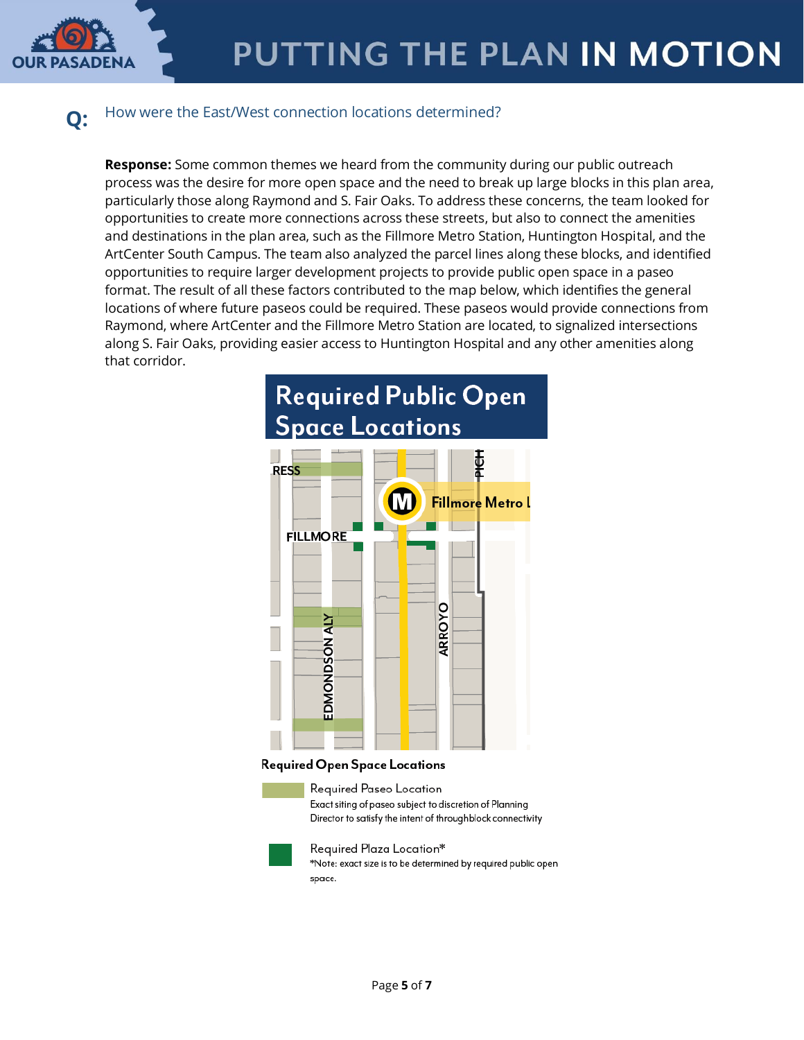**Q:** How were the East/West connection locations determined?

**Response:** Some common themes we heard from the community during our public outreach process was the desire for more open space and the need to break up large blocks in this plan area, particularly those along Raymond and S. Fair Oaks. To address these concerns, the team looked for opportunities to create more connections across these streets, but also to connect the amenities and destinations in the plan area, such as the Fillmore Metro Station, Huntington Hospital, and the ArtCenter South Campus. The team also analyzed the parcel lines along these blocks, and identified opportunities to require larger development projects to provide public open space in a paseo format. The result of all these factors contributed to the map below, which identifies the general locations of where future paseos could be required. These paseos would provide connections from Raymond, where ArtCenter and the Fillmore Metro Station are located, to signalized intersections along S. Fair Oaks, providing easier access to Huntington Hospital and any other amenities along that corridor.

## Required Public Open Space Locations

RESS

Fillmore Metro L

FILLMORE

PICH

EDMONDSON ALY

ARROYO

**Required Open Space Locations**

Required Paseo Location
Exact siting of paseo subject to discretion of Planning Director to satisfy the intent of throughblock connectivity

Required Plaza Location*
*Note: exact size is to be determined by required public open space.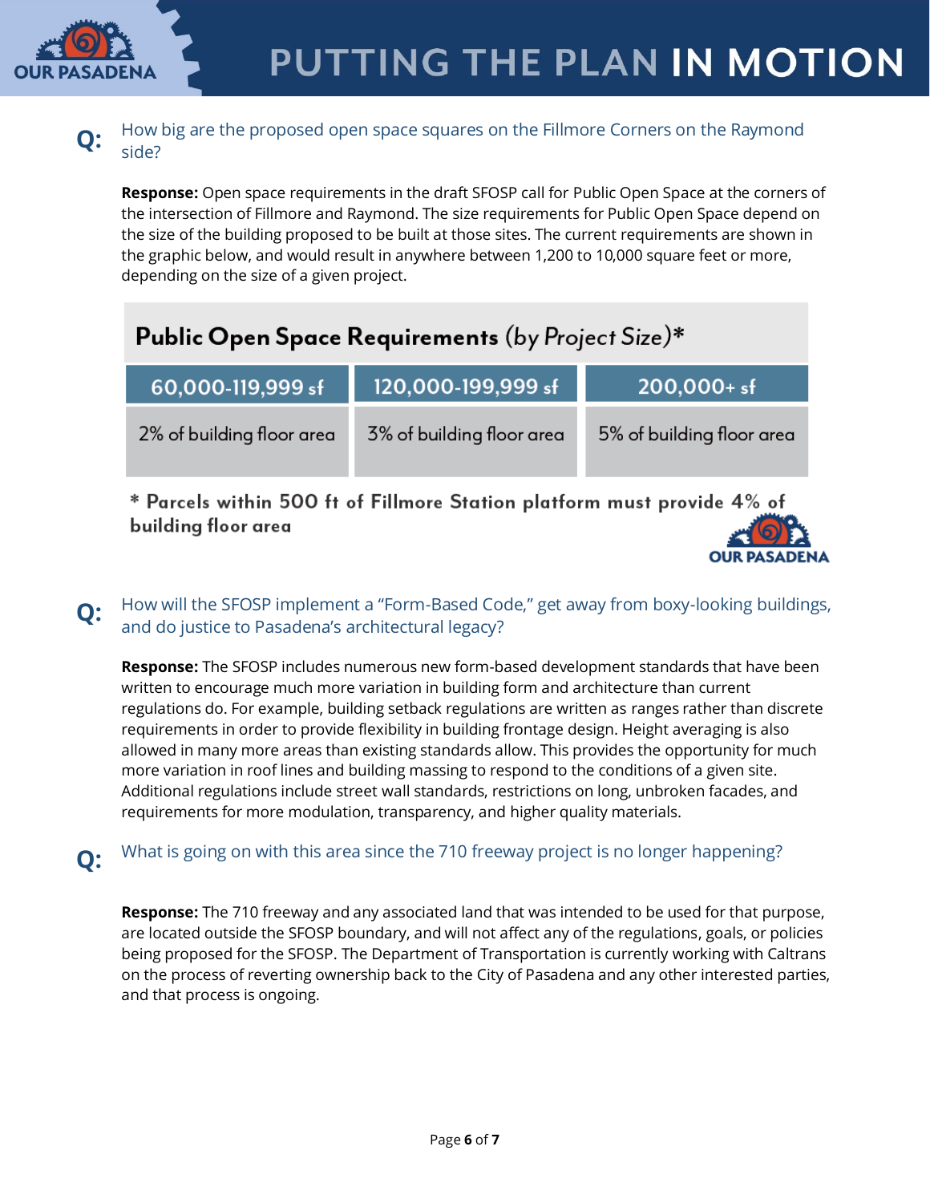**Q:** How big are the proposed open space squares on the Fillmore Corners on the Raymond side?

**Response:** Open space requirements in the draft SFOSP call for Public Open Space at the corners of the intersection of Fillmore and Raymond. The size requirements for Public Open Space depend on the size of the building proposed to be built at those sites. The current requirements are shown in the graphic below, and would result in anywhere between 1,200 to 10,000 square feet or more, depending on the size of a given project.

**Public Open Space Requirements** *(by Project Size)*\*

| 60,000-119,999 sf | 120,000-199,999 sf | 200,000+ sf |
|---|---|---|
| 2% of building floor area | 3% of building floor area | 5% of building floor area |

\* Parcels within 500 ft of Fillmore Station platform must provide 4% of building floor area

**Q:** How will the SFOSP implement a "Form-Based Code," get away from boxy-looking buildings, and do justice to Pasadena's architectural legacy?

**Response:** The SFOSP includes numerous new form-based development standards that have been written to encourage much more variation in building form and architecture than current regulations do. For example, building setback regulations are written as ranges rather than discrete requirements in order to provide flexibility in building frontage design. Height averaging is also allowed in many more areas than existing standards allow. This provides the opportunity for much more variation in roof lines and building massing to respond to the conditions of a given site. Additional regulations include street wall standards, restrictions on long, unbroken facades, and requirements for more modulation, transparency, and higher quality materials.

**Q:** What is going on with this area since the 710 freeway project is no longer happening?

**Response:** The 710 freeway and any associated land that was intended to be used for that purpose, are located outside the SFOSP boundary, and will not affect any of the regulations, goals, or policies being proposed for the SFOSP. The Department of Transportation is currently working with Caltrans on the process of reverting ownership back to the City of Pasadena and any other interested parties, and that process is ongoing.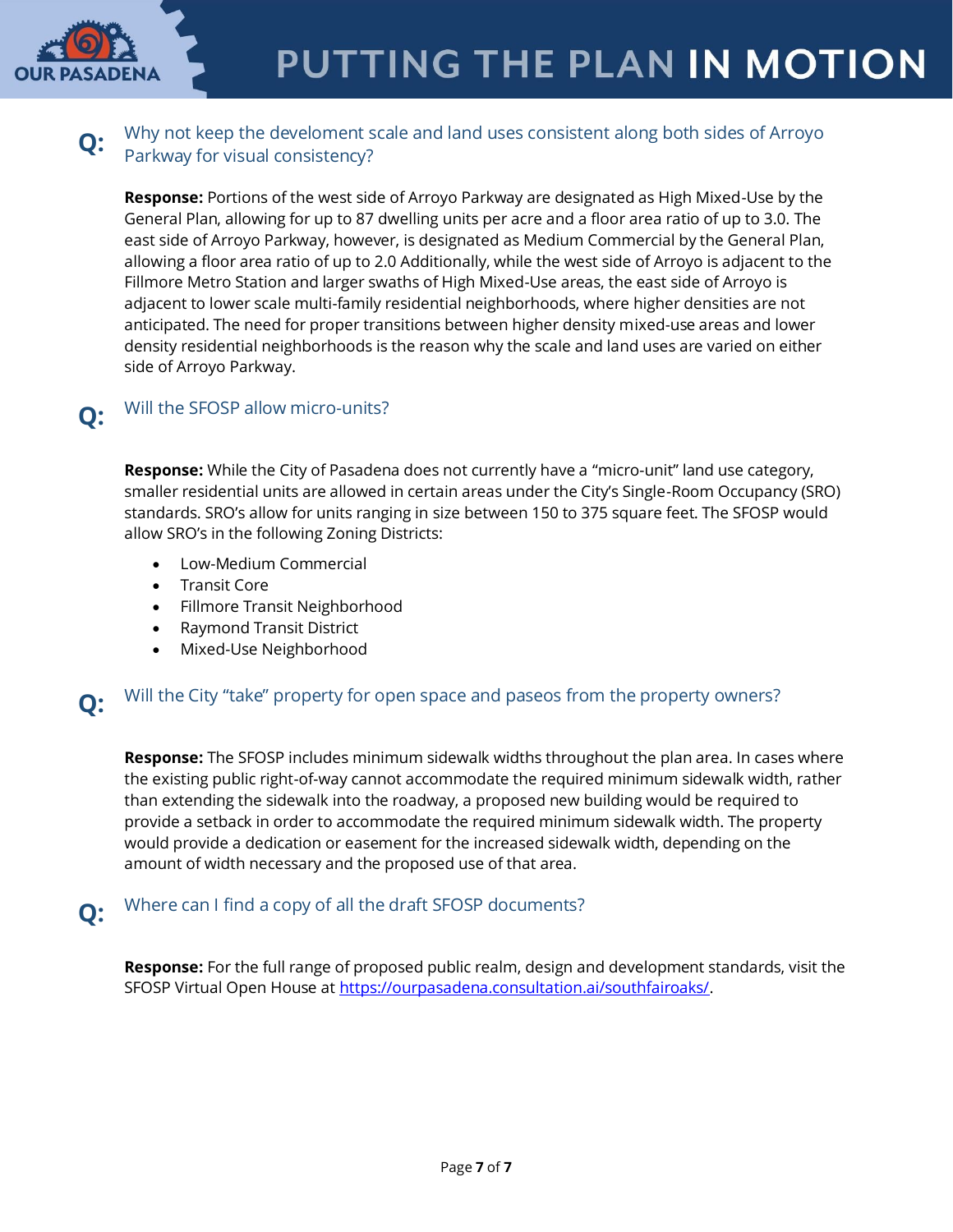**Q:** Why not keep the develoment scale and land uses consistent along both sides of Arroyo Parkway for visual consistency?

**Response:** Portions of the west side of Arroyo Parkway are designated as High Mixed-Use by the General Plan, allowing for up to 87 dwelling units per acre and a floor area ratio of up to 3.0. The east side of Arroyo Parkway, however, is designated as Medium Commercial by the General Plan, allowing a floor area ratio of up to 2.0 Additionally, while the west side of Arroyo is adjacent to the Fillmore Metro Station and larger swaths of High Mixed-Use areas, the east side of Arroyo is adjacent to lower scale multi-family residential neighborhoods, where higher densities are not anticipated. The need for proper transitions between higher density mixed-use areas and lower density residential neighborhoods is the reason why the scale and land uses are varied on either side of Arroyo Parkway.

**Q:** Will the SFOSP allow micro-units?

**Response:** While the City of Pasadena does not currently have a "micro-unit" land use category, smaller residential units are allowed in certain areas under the City's Single-Room Occupancy (SRO) standards. SRO's allow for units ranging in size between 150 to 375 square feet. The SFOSP would allow SRO's in the following Zoning Districts:

- Low-Medium Commercial
- Transit Core
- Fillmore Transit Neighborhood
- Raymond Transit District
- Mixed-Use Neighborhood

**Q:** Will the City "take" property for open space and paseos from the property owners?

**Response:** The SFOSP includes minimum sidewalk widths throughout the plan area. In cases where the existing public right-of-way cannot accommodate the required minimum sidewalk width, rather than extending the sidewalk into the roadway, a proposed new building would be required to provide a setback in order to accommodate the required minimum sidewalk width. The property would provide a dedication or easement for the increased sidewalk width, depending on the amount of width necessary and the proposed use of that area.

**Q:** Where can I find a copy of all the draft SFOSP documents?

**Response:** For the full range of proposed public realm, design and development standards, visit the SFOSP Virtual Open House at https://ourpasadena.consultation.ai/southfairoaks/.